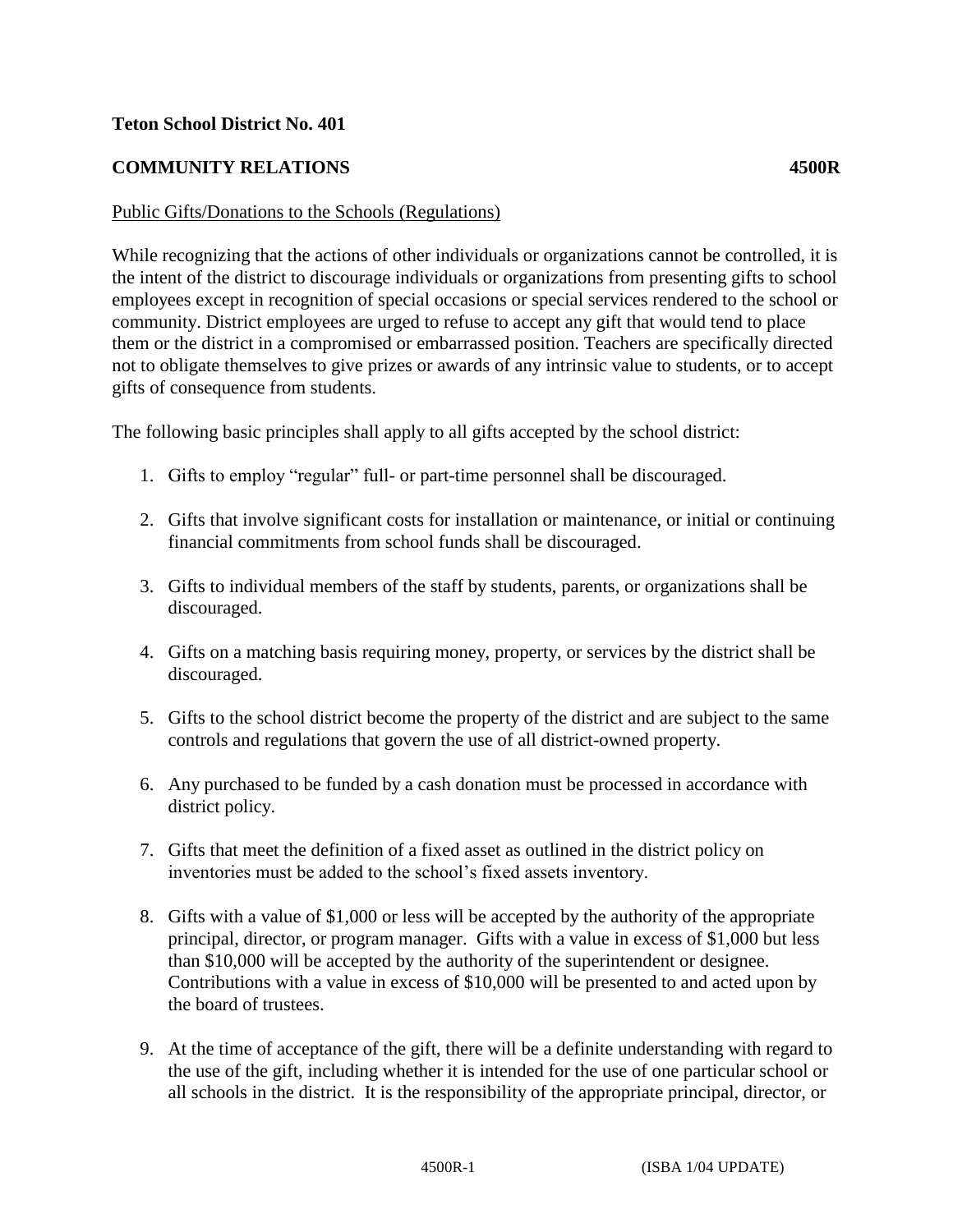**Teton School District No. 401**

**COMMUNITY RELATIONS** **4500R**

Public Gifts/Donations to the Schools (Regulations)

While recognizing that the actions of other individuals or organizations cannot be controlled, it is the intent of the district to discourage individuals or organizations from presenting gifts to school employees except in recognition of special occasions or special services rendered to the school or community. District employees are urged to refuse to accept any gift that would tend to place them or the district in a compromised or embarrassed position. Teachers are specifically directed not to obligate themselves to give prizes or awards of any intrinsic value to students, or to accept gifts of consequence from students.

The following basic principles shall apply to all gifts accepted by the school district:

1. Gifts to employ "regular" full- or part-time personnel shall be discouraged.

2. Gifts that involve significant costs for installation or maintenance, or initial or continuing financial commitments from school funds shall be discouraged.

3. Gifts to individual members of the staff by students, parents, or organizations shall be discouraged.

4. Gifts on a matching basis requiring money, property, or services by the district shall be discouraged.

5. Gifts to the school district become the property of the district and are subject to the same controls and regulations that govern the use of all district-owned property.

6. Any purchased to be funded by a cash donation must be processed in accordance with district policy.

7. Gifts that meet the definition of a fixed asset as outlined in the district policy on inventories must be added to the school's fixed assets inventory.

8. Gifts with a value of $1,000 or less will be accepted by the authority of the appropriate principal, director, or program manager. Gifts with a value in excess of $1,000 but less than $10,000 will be accepted by the authority of the superintendent or designee. Contributions with a value in excess of $10,000 will be presented to and acted upon by the board of trustees.

9. At the time of acceptance of the gift, there will be a definite understanding with regard to the use of the gift, including whether it is intended for the use of one particular school or all schools in the district. It is the responsibility of the appropriate principal, director, or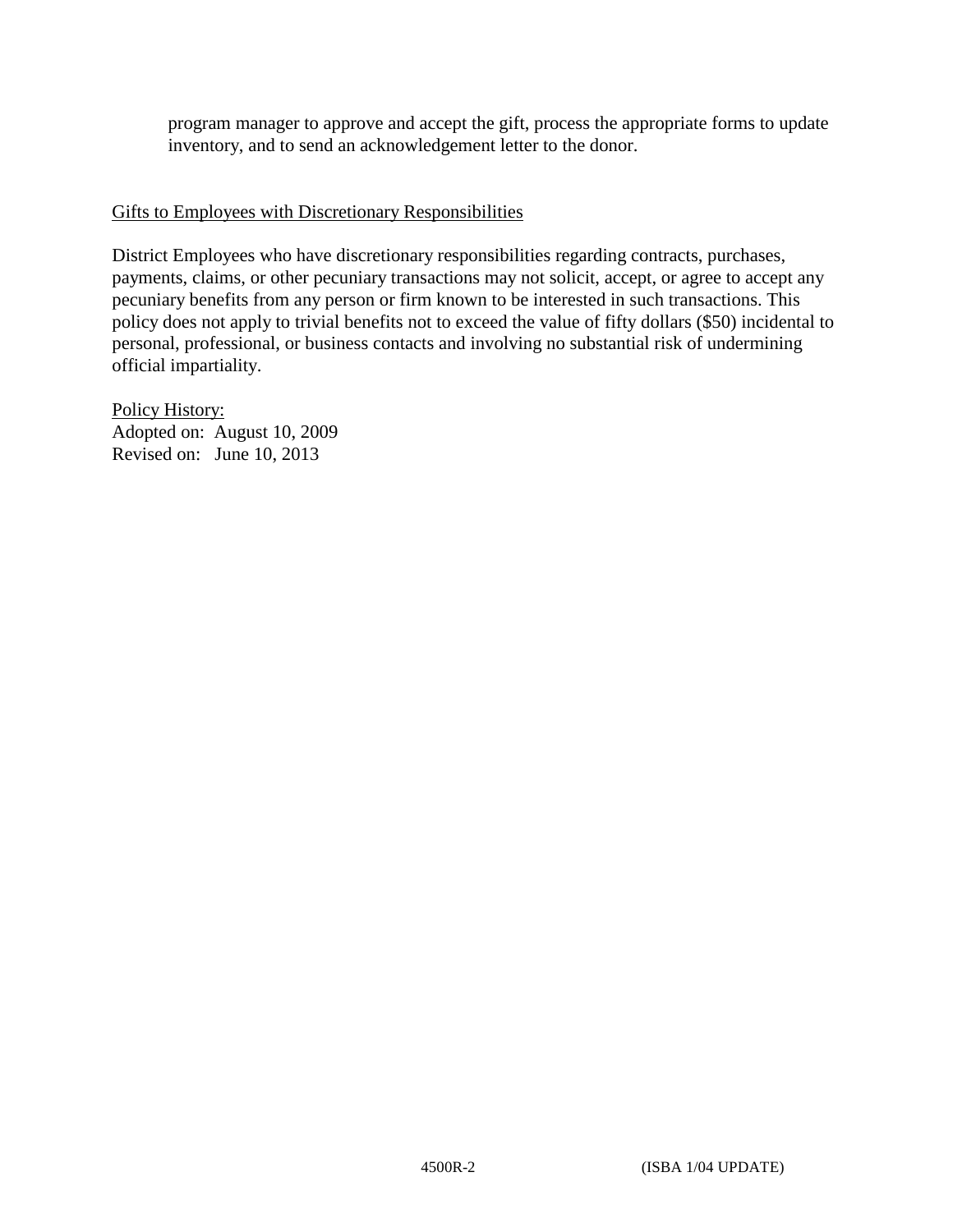program manager to approve and accept the gift, process the appropriate forms to update inventory, and to send an acknowledgement letter to the donor.

Gifts to Employees with Discretionary Responsibilities

District Employees who have discretionary responsibilities regarding contracts, purchases, payments, claims, or other pecuniary transactions may not solicit, accept, or agree to accept any pecuniary benefits from any person or firm known to be interested in such transactions. This policy does not apply to trivial benefits not to exceed the value of fifty dollars ($50) incidental to personal, professional, or business contacts and involving no substantial risk of undermining official impartiality.

Policy History:
Adopted on: August 10, 2009
Revised on: June 10, 2013